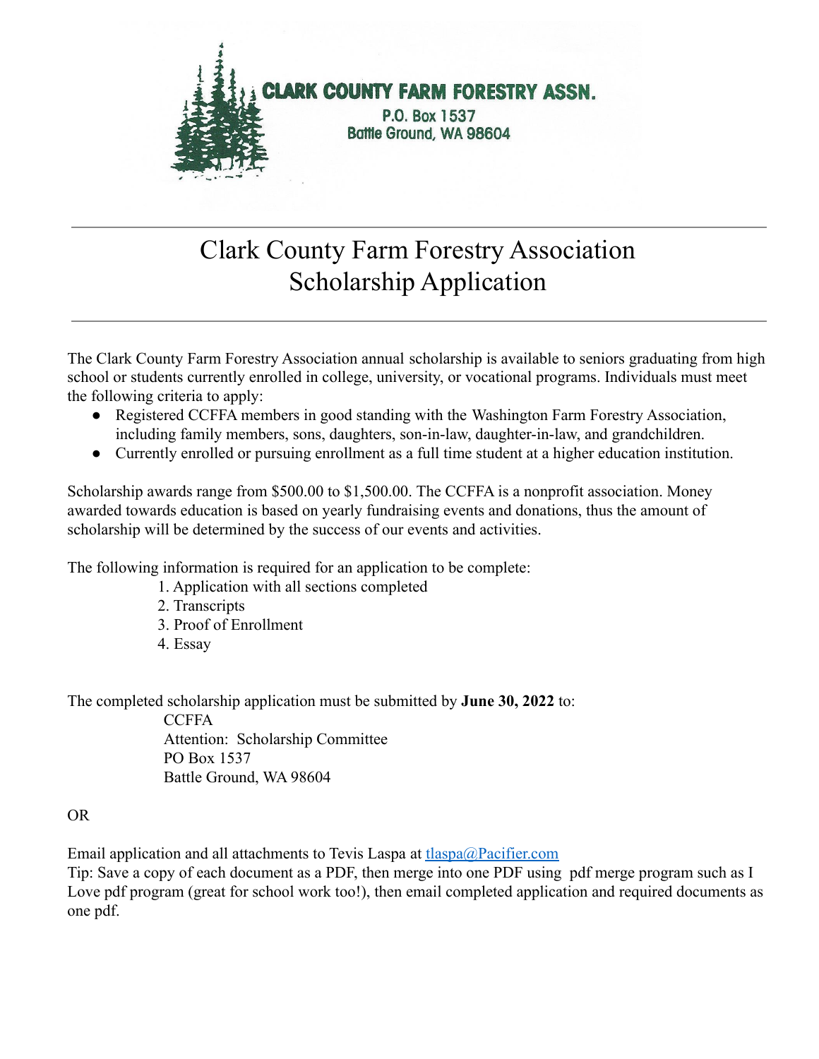**CLARK COUNTY FARM FORESTRY ASSN.**
P.O. Box 1537
Battle Ground, WA 98604

---

# Clark County Farm Forestry Association Scholarship Application

---

The Clark County Farm Forestry Association annual scholarship is available to seniors graduating from high school or students currently enrolled in college, university, or vocational programs. Individuals must meet the following criteria to apply:

- Registered CCFFA members in good standing with the Washington Farm Forestry Association, including family members, sons, daughters, son-in-law, daughter-in-law, and grandchildren.
- Currently enrolled or pursuing enrollment as a full time student at a higher education institution.

Scholarship awards range from $500.00 to $1,500.00. The CCFFA is a nonprofit association. Money awarded towards education is based on yearly fundraising events and donations, thus the amount of scholarship will be determined by the success of our events and activities.

The following information is required for an application to be complete:

1. Application with all sections completed
2. Transcripts
3. Proof of Enrollment
4. Essay

The completed scholarship application must be submitted by **June 30, 2022** to:

CCFFA
Attention: Scholarship Committee
PO Box 1537
Battle Ground, WA 98604

OR

Email application and all attachments to Tevis Laspa at tlaspa@Pacifier.com
Tip: Save a copy of each document as a PDF, then merge into one PDF using pdf merge program such as I Love pdf program (great for school work too!), then email completed application and required documents as one pdf.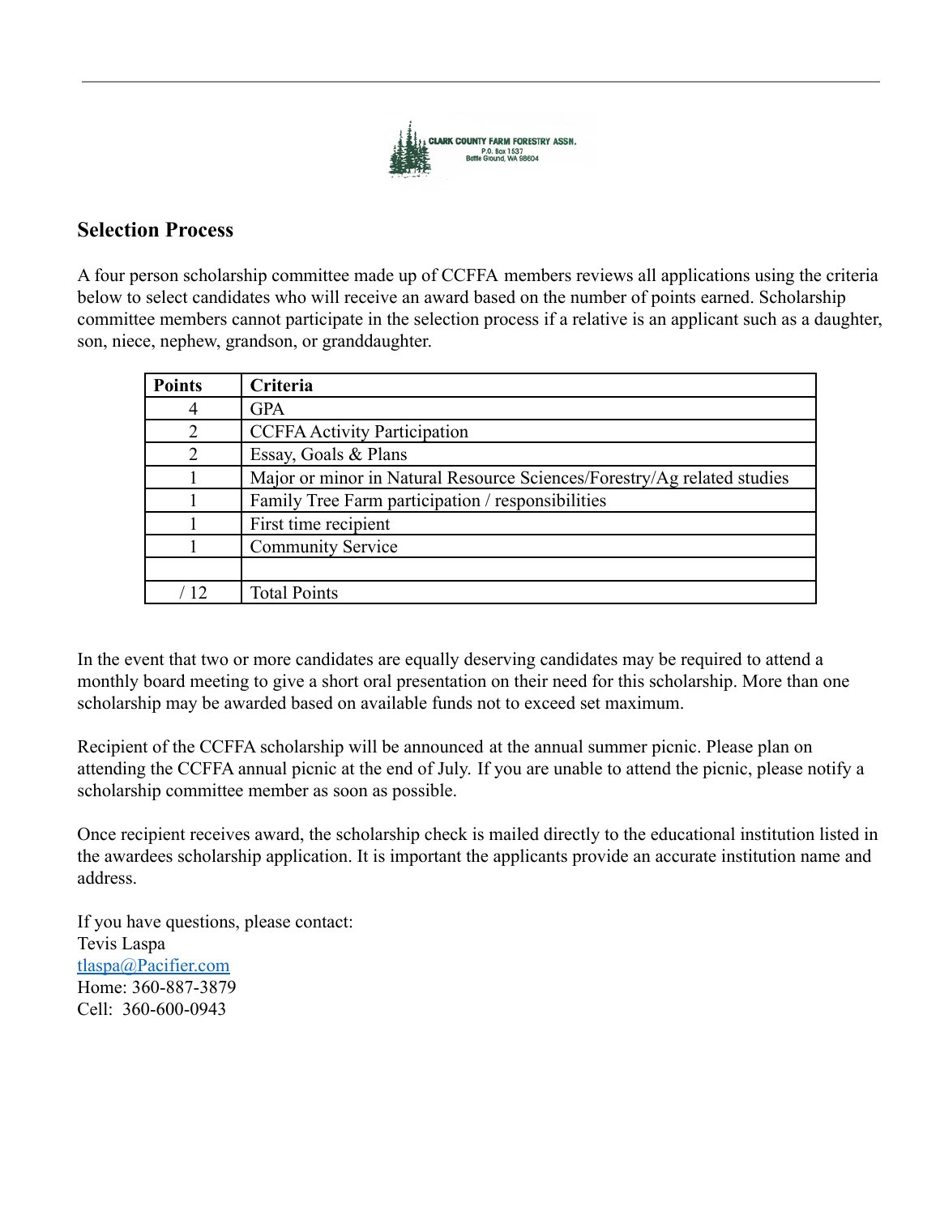CLARK COUNTY FARM FORESTRY ASSN.
P.O. Box 1537
Battle Ground, WA 98604

## Selection Process

A four person scholarship committee made up of CCFFA members reviews all applications using the criteria below to select candidates who will receive an award based on the number of points earned. Scholarship committee members cannot participate in the selection process if a relative is an applicant such as a daughter, son, niece, nephew, grandson, or granddaughter.

| Points | Criteria |
|---|---|
| 4 | GPA |
| 2 | CCFFA Activity Participation |
| 2 | Essay, Goals & Plans |
| 1 | Major or minor in Natural Resource Sciences/Forestry/Ag related studies |
| 1 | Family Tree Farm participation / responsibilities |
| 1 | First time recipient |
| 1 | Community Service |
| | |
| / 12 | Total Points |

In the event that two or more candidates are equally deserving candidates may be required to attend a monthly board meeting to give a short oral presentation on their need for this scholarship. More than one scholarship may be awarded based on available funds not to exceed set maximum.

Recipient of the CCFFA scholarship will be announced at the annual summer picnic. Please plan on attending the CCFFA annual picnic at the end of July. If you are unable to attend the picnic, please notify a scholarship committee member as soon as possible.

Once recipient receives award, the scholarship check is mailed directly to the educational institution listed in the awardees scholarship application. It is important the applicants provide an accurate institution name and address.

If you have questions, please contact:
Tevis Laspa
tlaspa@Pacifier.com
Home: 360-887-3879
Cell: 360-600-0943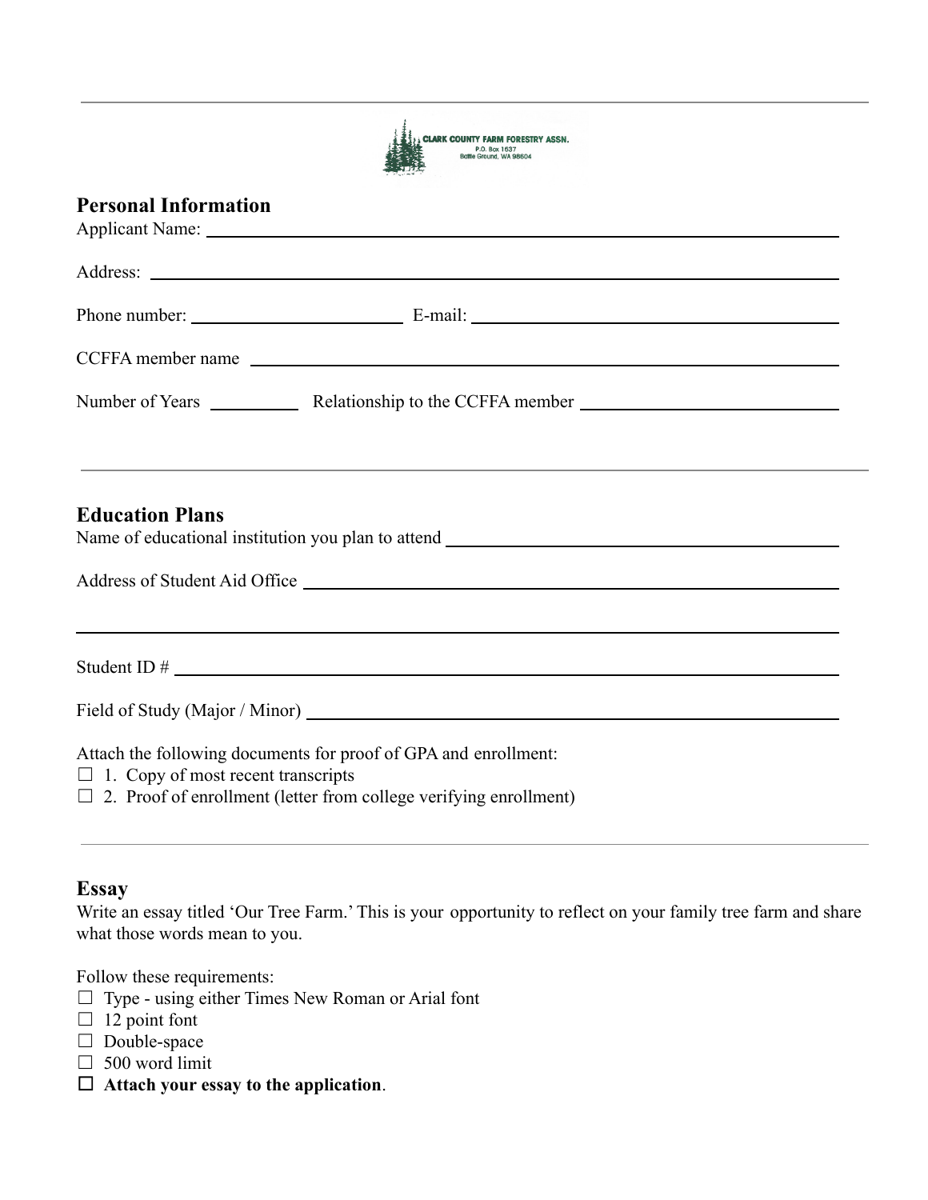CLARK COUNTY FARM FORESTRY ASSN.
P.O. Box 1637
Battle Ground, WA 98604

## Personal Information

Applicant Name: ______________________________________________

Address: ______________________________________________

Phone number: ____________________ E-mail: ______________________________

CCFFA member name ______________________________________________

Number of Years ________ Relationship to the CCFFA member ______________________________

---

## Education Plans

Name of educational institution you plan to attend ______________________________

Address of Student Aid Office ______________________________________________

______________________________________________

Student ID # ______________________________________________

Field of Study (Major / Minor) ______________________________________________

Attach the following documents for proof of GPA and enrollment:

- ☐ 1. Copy of most recent transcripts
- ☐ 2. Proof of enrollment (letter from college verifying enrollment)

---

## Essay

Write an essay titled 'Our Tree Farm.' This is your opportunity to reflect on your family tree farm and share what those words mean to you.

Follow these requirements:

- ☐ Type - using either Times New Roman or Arial font
- ☐ 12 point font
- ☐ Double-space
- ☐ 500 word limit
- ☐ **Attach your essay to the application**.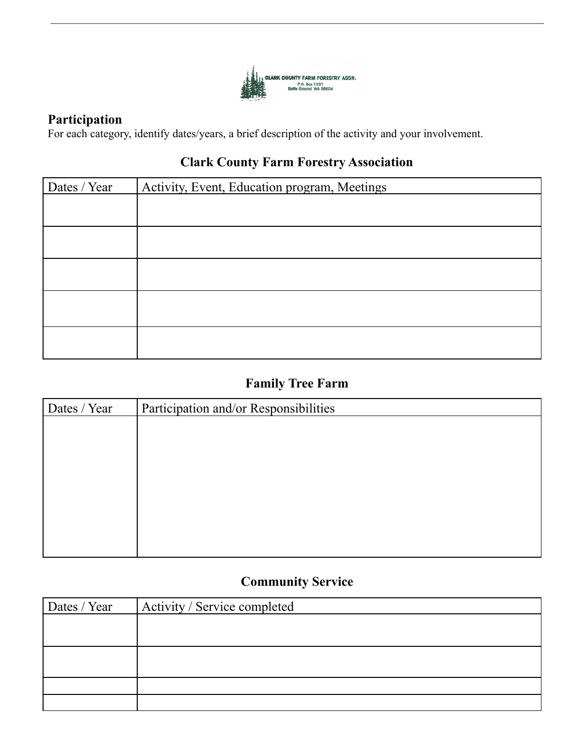CLARK COUNTY FARM FORESTRY ASSN.
P.O. Box 1537
Battle Ground, WA 98604

**Participation**

For each category, identify dates/years, a brief description of the activity and your involvement.

### Clark County Farm Forestry Association

| Dates / Year | Activity, Event, Education program, Meetings |
|---|---|
| | |
| | |
| | |
| | |
| | |

### Family Tree Farm

| Dates / Year | Participation and/or Responsibilities |
|---|---|
| | |

### Community Service

| Dates / Year | Activity / Service completed |
|---|---|
| | |
| | |
| | |
| | |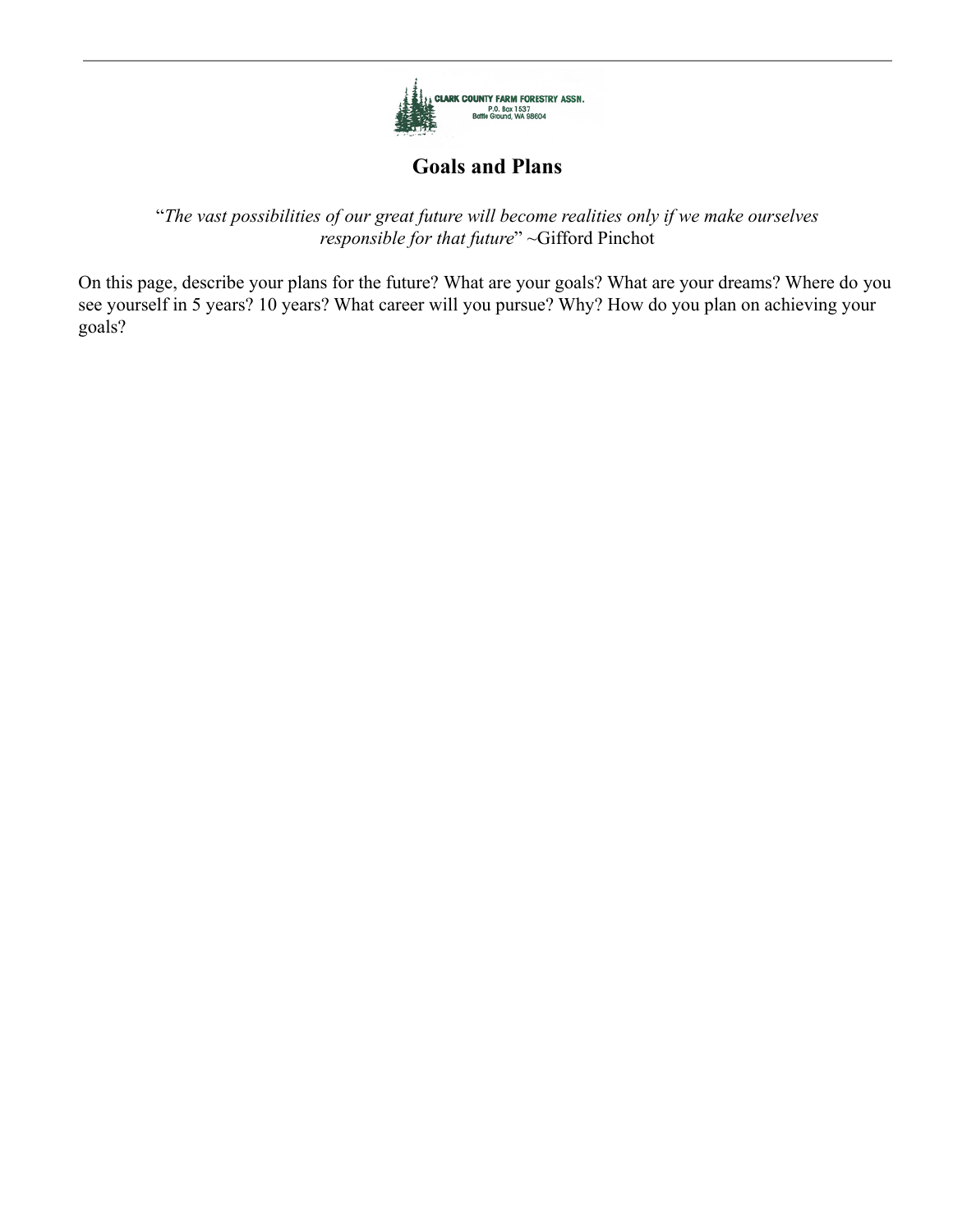CLARK COUNTY FARM FORESTRY ASSN.
P.O. Box 1537
Battle Ground, WA 98604

## Goals and Plans

"*The vast possibilities of our great future will become realities only if we make ourselves responsible for that future*" ~Gifford Pinchot

On this page, describe your plans for the future? What are your goals? What are your dreams? Where do you see yourself in 5 years? 10 years? What career will you pursue? Why? How do you plan on achieving your goals?